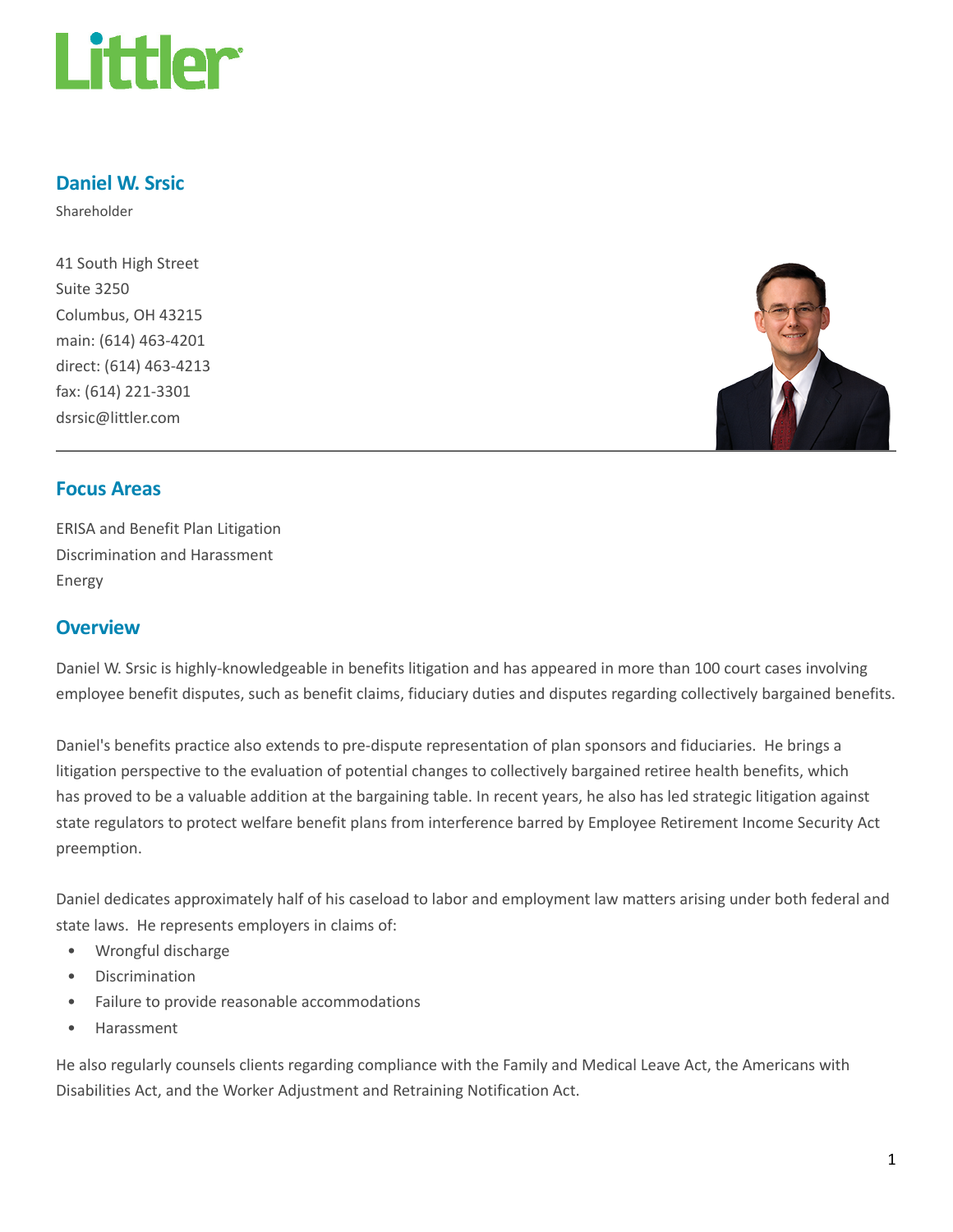# Daniel W. Srsic

Shareholder

41 South High Street
Suite 3250
Columbus, OH 43215
main: (614) 463-4201
direct: (614) 463-4213
fax: (614) 221-3301
dsrsic@littler.com

## Focus Areas

ERISA and Benefit Plan Litigation
Discrimination and Harassment
Energy

## Overview

Daniel W. Srsic is highly-knowledgeable in benefits litigation and has appeared in more than 100 court cases involving employee benefit disputes, such as benefit claims, fiduciary duties and disputes regarding collectively bargained benefits.

Daniel's benefits practice also extends to pre-dispute representation of plan sponsors and fiduciaries. He brings a litigation perspective to the evaluation of potential changes to collectively bargained retiree health benefits, which has proved to be a valuable addition at the bargaining table. In recent years, he also has led strategic litigation against state regulators to protect welfare benefit plans from interference barred by Employee Retirement Income Security Act preemption.

Daniel dedicates approximately half of his caseload to labor and employment law matters arising under both federal and state laws. He represents employers in claims of:

- Wrongful discharge
- Discrimination
- Failure to provide reasonable accommodations
- Harassment

He also regularly counsels clients regarding compliance with the Family and Medical Leave Act, the Americans with Disabilities Act, and the Worker Adjustment and Retraining Notification Act.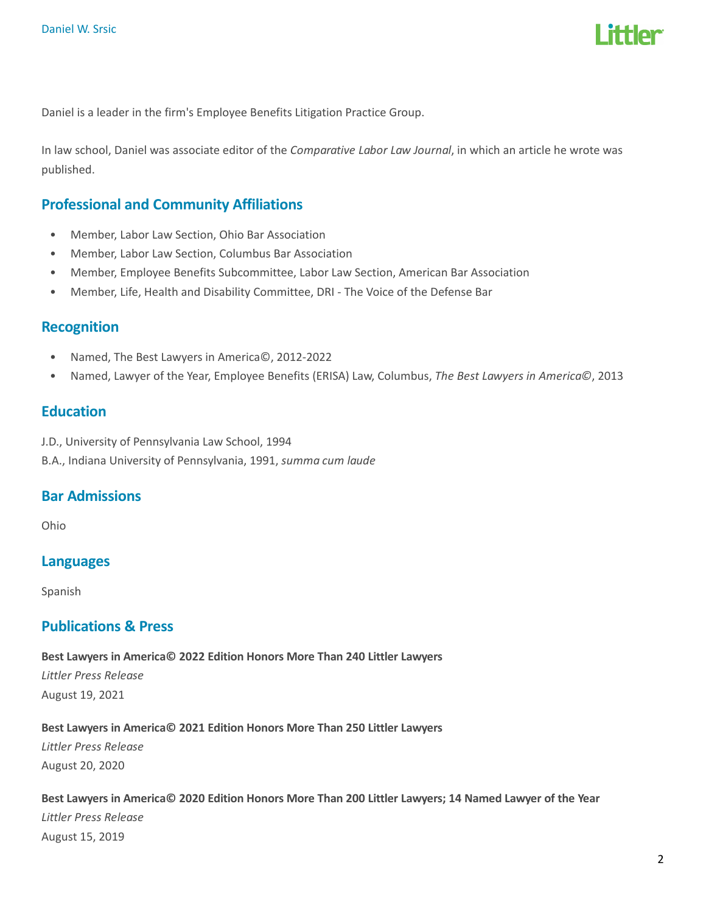Daniel is a leader in the firm's Employee Benefits Litigation Practice Group.

In law school, Daniel was associate editor of the *Comparative Labor Law Journal*, in which an article he wrote was published.

## Professional and Community Affiliations

- Member, Labor Law Section, Ohio Bar Association
- Member, Labor Law Section, Columbus Bar Association
- Member, Employee Benefits Subcommittee, Labor Law Section, American Bar Association
- Member, Life, Health and Disability Committee, DRI - The Voice of the Defense Bar

## Recognition

- Named, The Best Lawyers in America©, 2012-2022
- Named, Lawyer of the Year, Employee Benefits (ERISA) Law, Columbus, *The Best Lawyers in America©*, 2013

## Education

J.D., University of Pennsylvania Law School, 1994
B.A., Indiana University of Pennsylvania, 1991, *summa cum laude*

## Bar Admissions

Ohio

## Languages

Spanish

## Publications & Press

**Best Lawyers in America© 2022 Edition Honors More Than 240 Littler Lawyers**
*Littler Press Release*
August 19, 2021

**Best Lawyers in America© 2021 Edition Honors More Than 250 Littler Lawyers**
*Littler Press Release*
August 20, 2020

**Best Lawyers in America© 2020 Edition Honors More Than 200 Littler Lawyers; 14 Named Lawyer of the Year**
*Littler Press Release*
August 15, 2019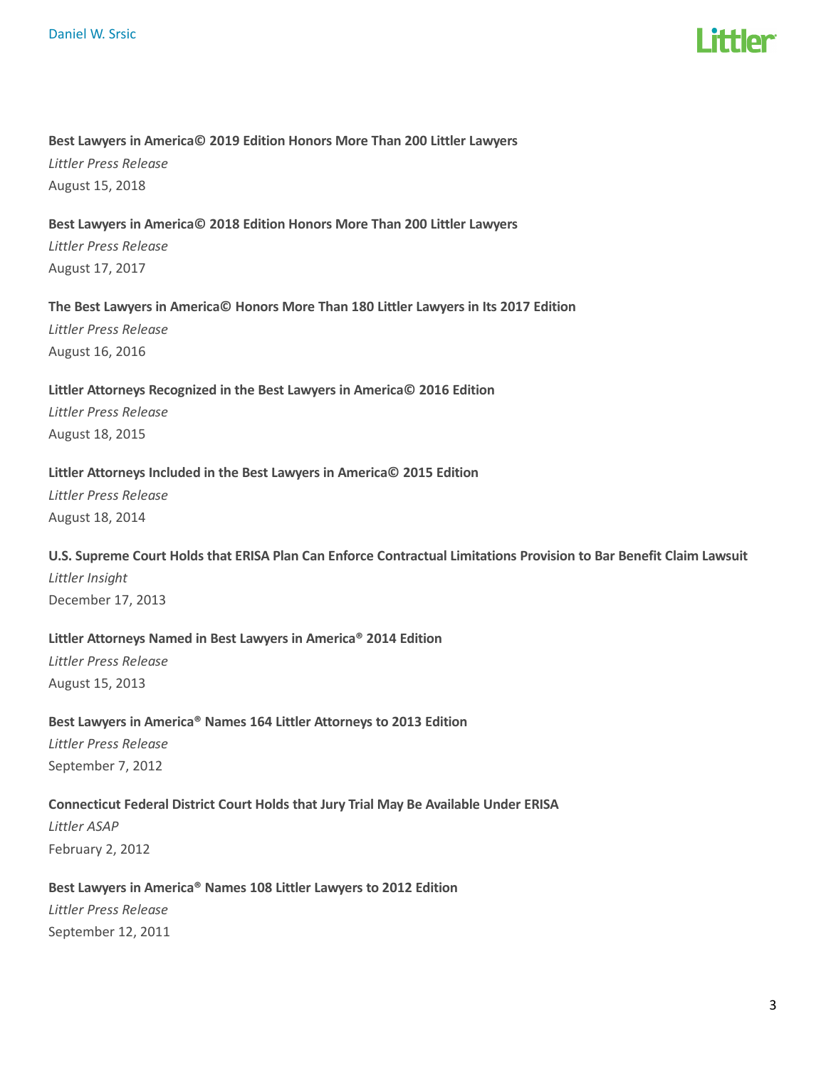**Best Lawyers in America© 2019 Edition Honors More Than 200 Littler Lawyers**
*Littler Press Release*
August 15, 2018

**Best Lawyers in America© 2018 Edition Honors More Than 200 Littler Lawyers**
*Littler Press Release*
August 17, 2017

**The Best Lawyers in America© Honors More Than 180 Littler Lawyers in Its 2017 Edition**
*Littler Press Release*
August 16, 2016

**Littler Attorneys Recognized in the Best Lawyers in America© 2016 Edition**
*Littler Press Release*
August 18, 2015

**Littler Attorneys Included in the Best Lawyers in America© 2015 Edition**
*Littler Press Release*
August 18, 2014

**U.S. Supreme Court Holds that ERISA Plan Can Enforce Contractual Limitations Provision to Bar Benefit Claim Lawsuit**
*Littler Insight*
December 17, 2013

**Littler Attorneys Named in Best Lawyers in America® 2014 Edition**
*Littler Press Release*
August 15, 2013

**Best Lawyers in America® Names 164 Littler Attorneys to 2013 Edition**
*Littler Press Release*
September 7, 2012

**Connecticut Federal District Court Holds that Jury Trial May Be Available Under ERISA**
*Littler ASAP*
February 2, 2012

**Best Lawyers in America® Names 108 Littler Lawyers to 2012 Edition**
*Littler Press Release*
September 12, 2011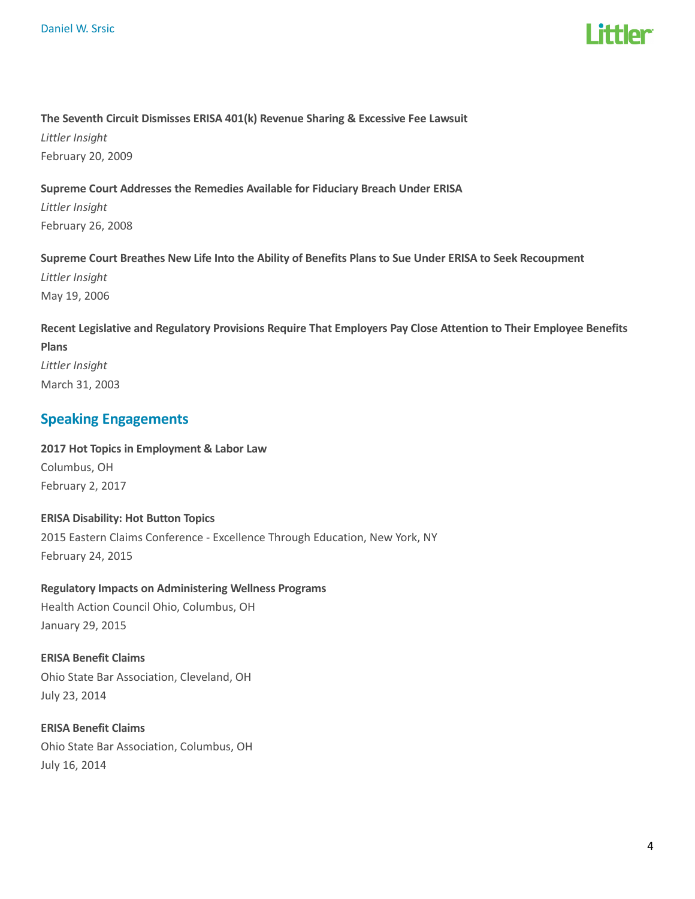**The Seventh Circuit Dismisses ERISA 401(k) Revenue Sharing & Excessive Fee Lawsuit**

*Littler Insight*

February 20, 2009

**Supreme Court Addresses the Remedies Available for Fiduciary Breach Under ERISA**

*Littler Insight*

February 26, 2008

**Supreme Court Breathes New Life Into the Ability of Benefits Plans to Sue Under ERISA to Seek Recoupment**

*Littler Insight*

May 19, 2006

**Recent Legislative and Regulatory Provisions Require That Employers Pay Close Attention to Their Employee Benefits Plans**

*Littler Insight*

March 31, 2003

## Speaking Engagements

**2017 Hot Topics in Employment & Labor Law**

Columbus, OH

February 2, 2017

**ERISA Disability: Hot Button Topics**

2015 Eastern Claims Conference - Excellence Through Education, New York, NY

February 24, 2015

**Regulatory Impacts on Administering Wellness Programs**

Health Action Council Ohio, Columbus, OH

January 29, 2015

**ERISA Benefit Claims**

Ohio State Bar Association, Cleveland, OH

July 23, 2014

**ERISA Benefit Claims**

Ohio State Bar Association, Columbus, OH

July 16, 2014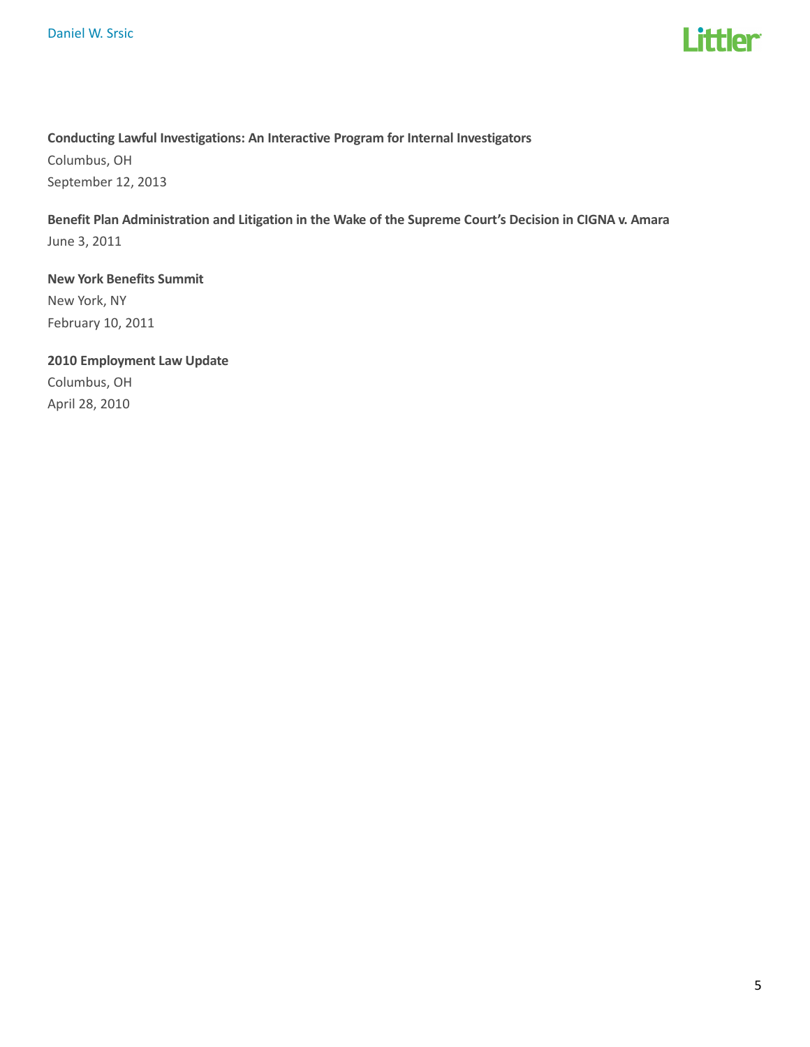**Conducting Lawful Investigations: An Interactive Program for Internal Investigators**
Columbus, OH
September 12, 2013

**Benefit Plan Administration and Litigation in the Wake of the Supreme Court's Decision in CIGNA v. Amara**
June 3, 2011

**New York Benefits Summit**
New York, NY
February 10, 2011

**2010 Employment Law Update**
Columbus, OH
April 28, 2010